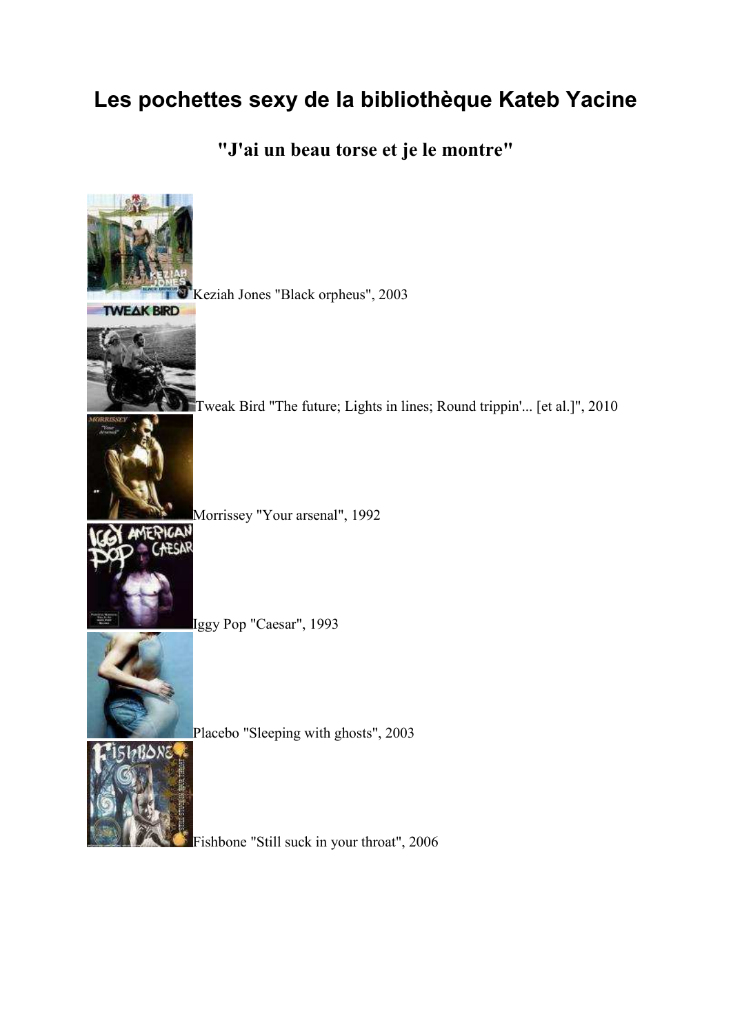# Les pochettes sexy de la bibliothèque Kateb Yacine

## "J'ai un beau torse et je le montre"

Keziah Jones "Black orpheus", 2003

Tweak Bird "The future; Lights in lines; Round trippin'... [et al.]", 2010

Morrissey "Your arsenal", 1992

Iggy Pop "Caesar", 1993

Placebo "Sleeping with ghosts", 2003

Fishbone "Still suck in your throat", 2006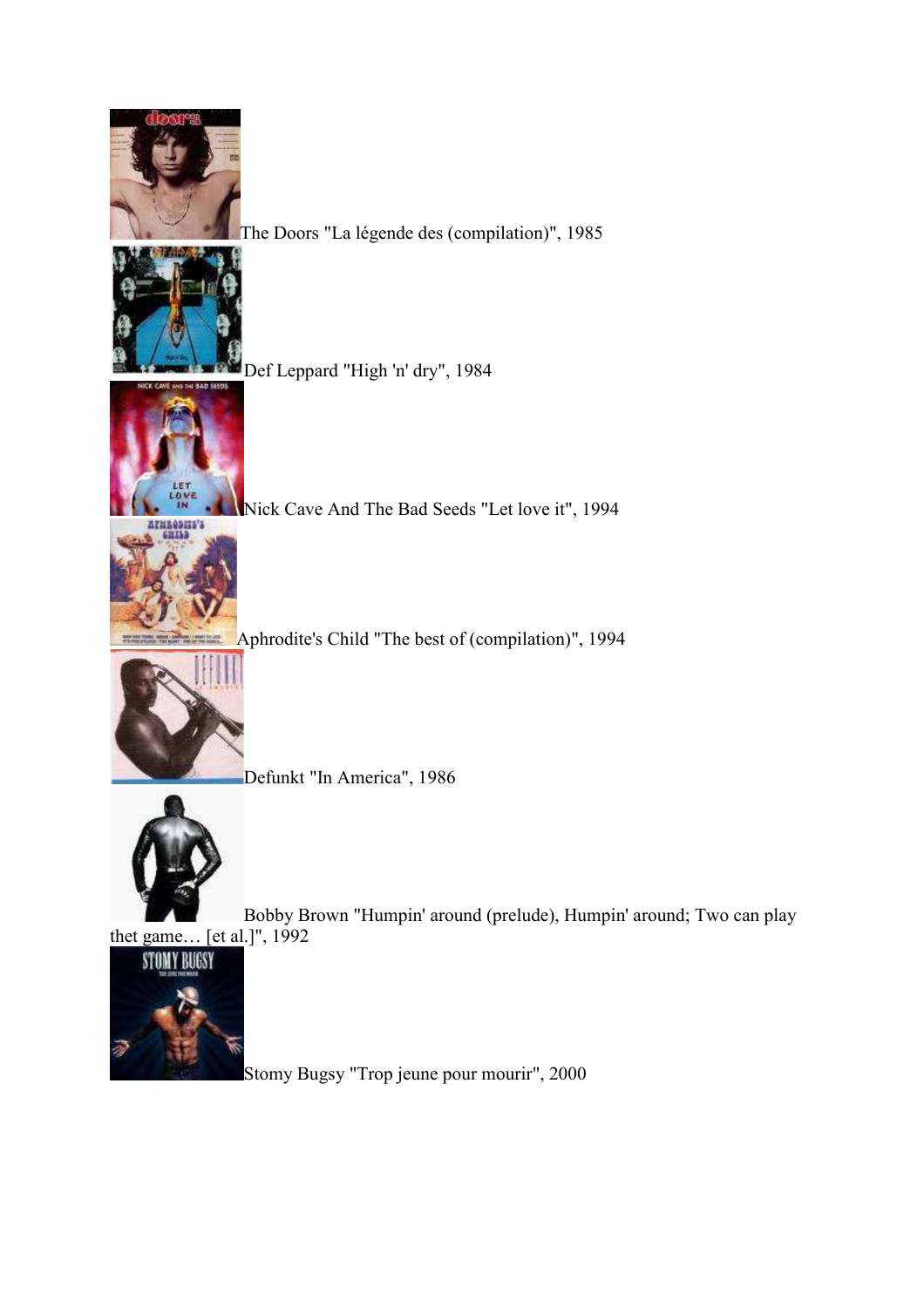The Doors "La légende des (compilation)", 1985

Def Leppard "High 'n' dry", 1984

Nick Cave And The Bad Seeds "Let love it", 1994

Aphrodite's Child "The best of (compilation)", 1994

Defunkt "In America", 1986

Bobby Brown "Humpin' around (prelude), Humpin' around; Two can play thet game… [et al.]", 1992

Stomy Bugsy "Trop jeune pour mourir", 2000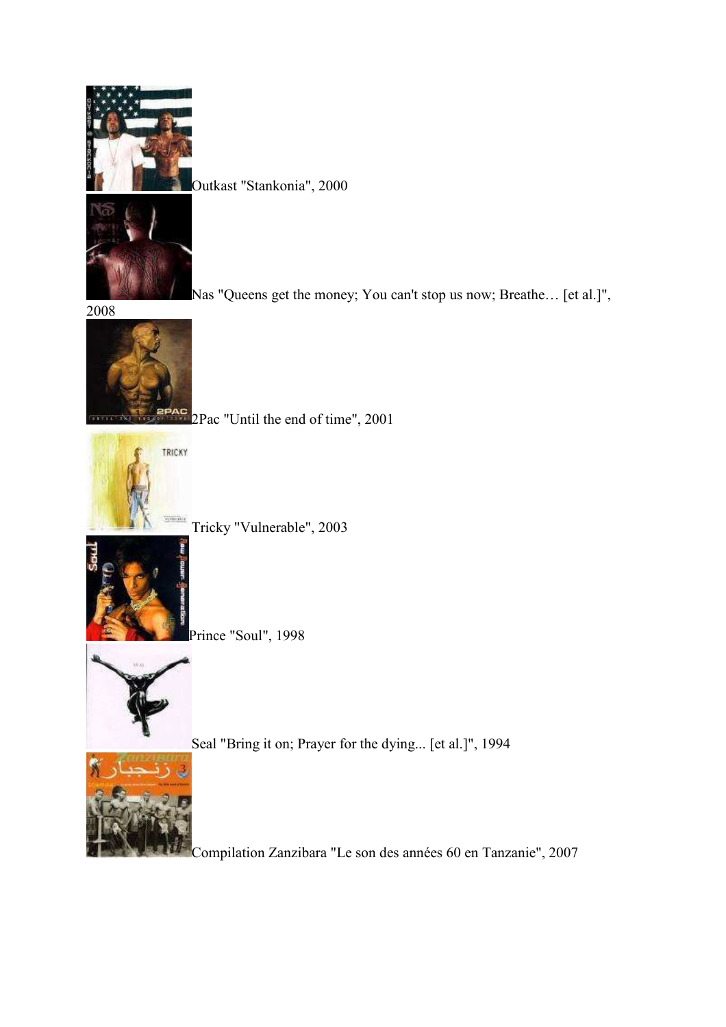Outkast "Stankonia", 2000

Nas "Queens get the money; You can't stop us now; Breathe… [et al.]", 2008

2Pac "Until the end of time", 2001

Tricky "Vulnerable", 2003

Prince "Soul", 1998

Seal "Bring it on; Prayer for the dying... [et al.]", 1994

Compilation Zanzibara "Le son des années 60 en Tanzanie", 2007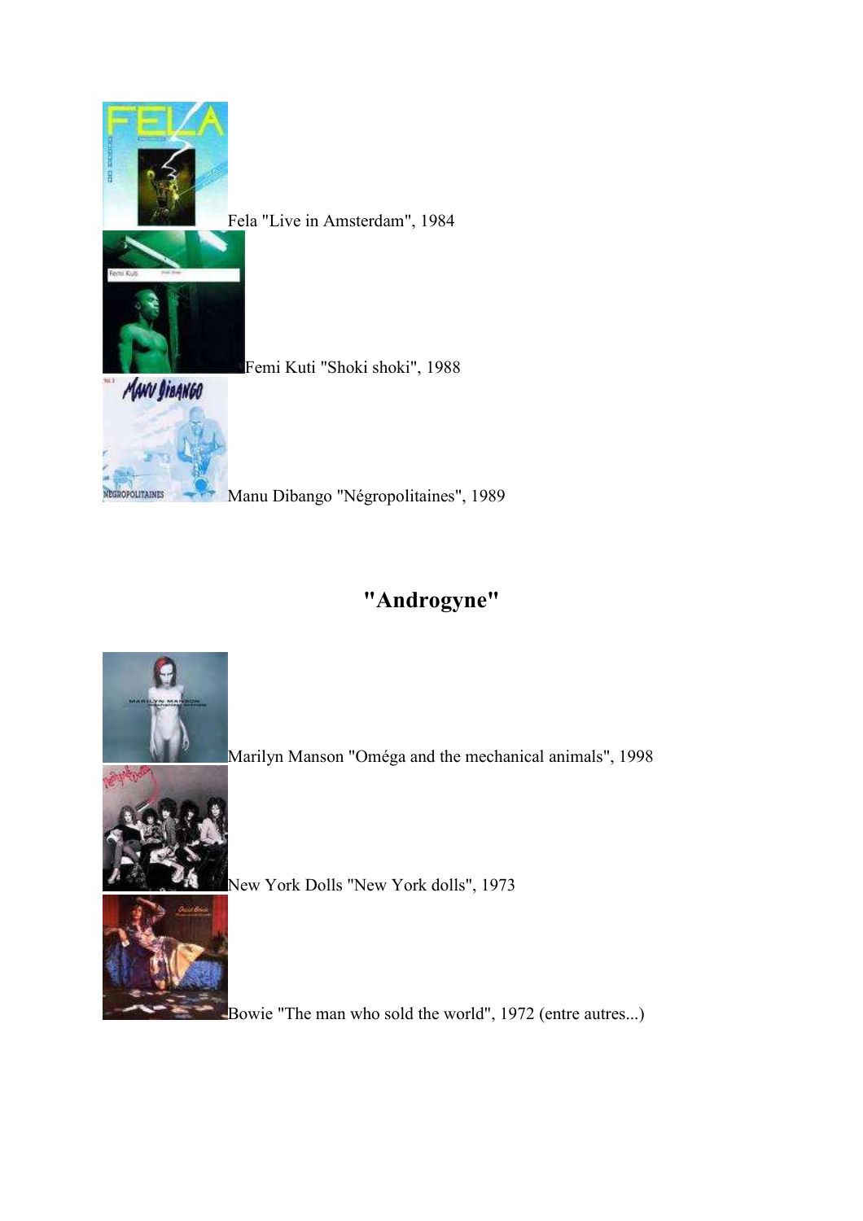Fela "Live in Amsterdam", 1984

Femi Kuti "Shoki shoki", 1988

Manu Dibango "Négropolitaines", 1989

## "Androgyne"

Marilyn Manson "Oméga and the mechanical animals", 1998

New York Dolls "New York dolls", 1973

Bowie "The man who sold the world", 1972 (entre autres...)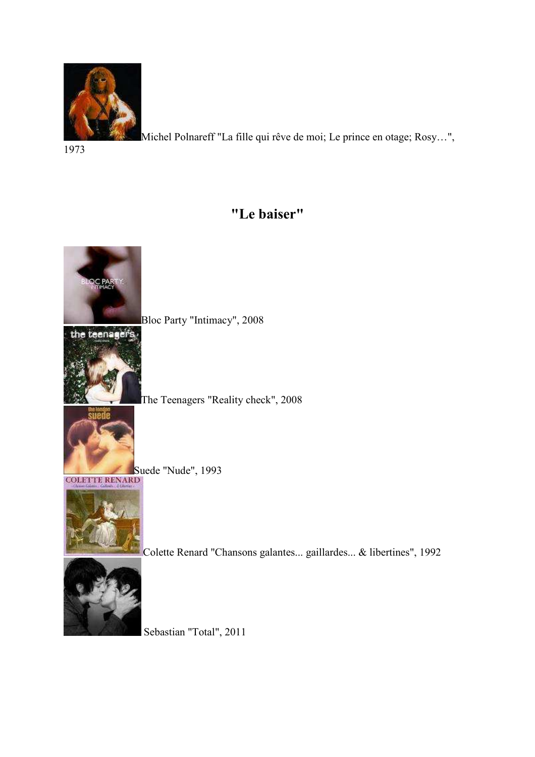Michel Polnareff "La fille qui rêve de moi; Le prince en otage; Rosy…", 1973

## "Le baiser"

Bloc Party "Intimacy", 2008

The Teenagers "Reality check", 2008

Suede "Nude", 1993

Colette Renard "Chansons galantes... gaillardes... & libertines", 1992

Sebastian "Total", 2011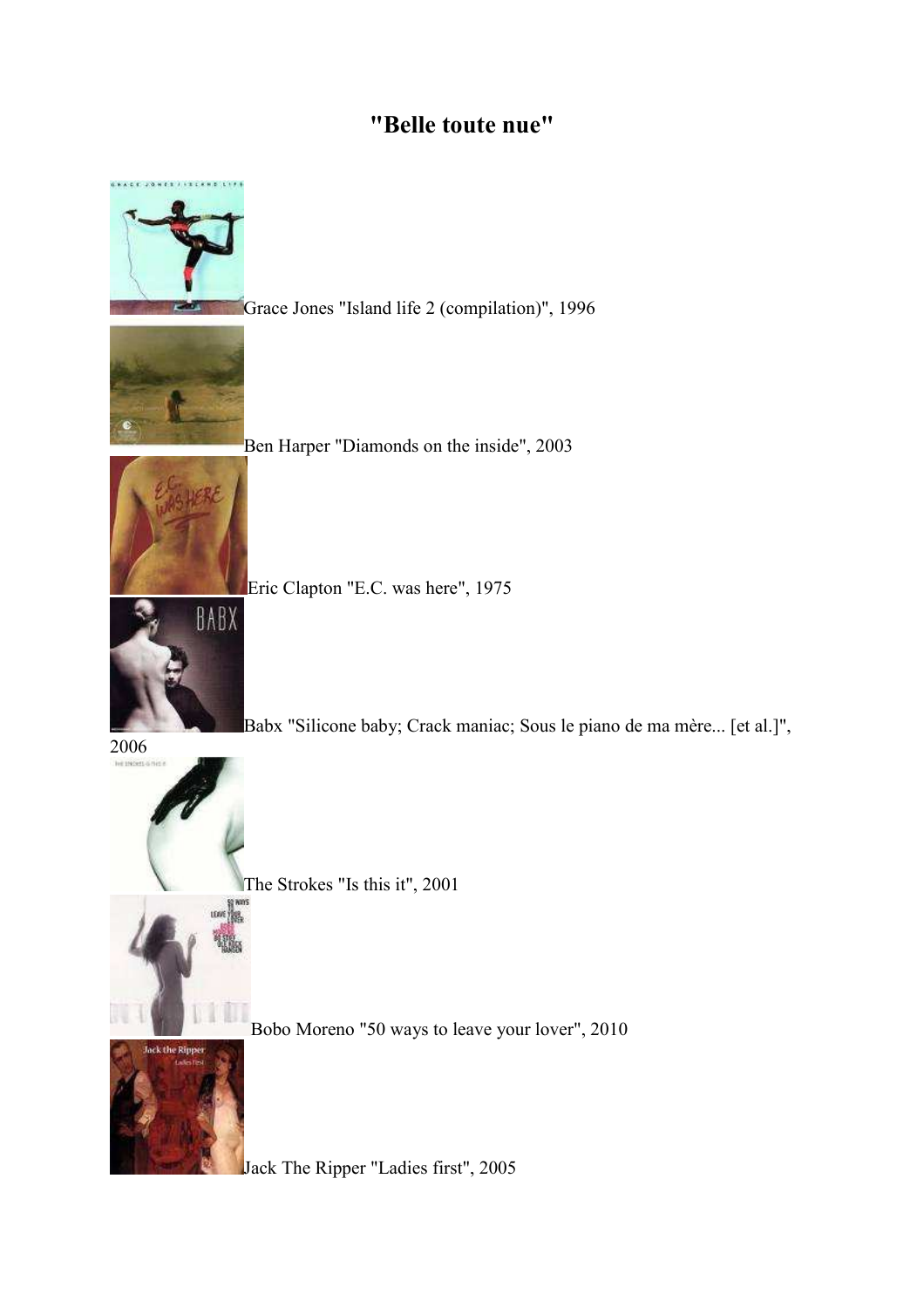# "Belle toute nue"

Grace Jones "Island life 2 (compilation)", 1996

Ben Harper "Diamonds on the inside", 2003

Eric Clapton "E.C. was here", 1975

Babx "Silicone baby; Crack maniac; Sous le piano de ma mère... [et al.]", 2006

The Strokes "Is this it", 2001

Bobo Moreno "50 ways to leave your lover", 2010

Jack The Ripper "Ladies first", 2005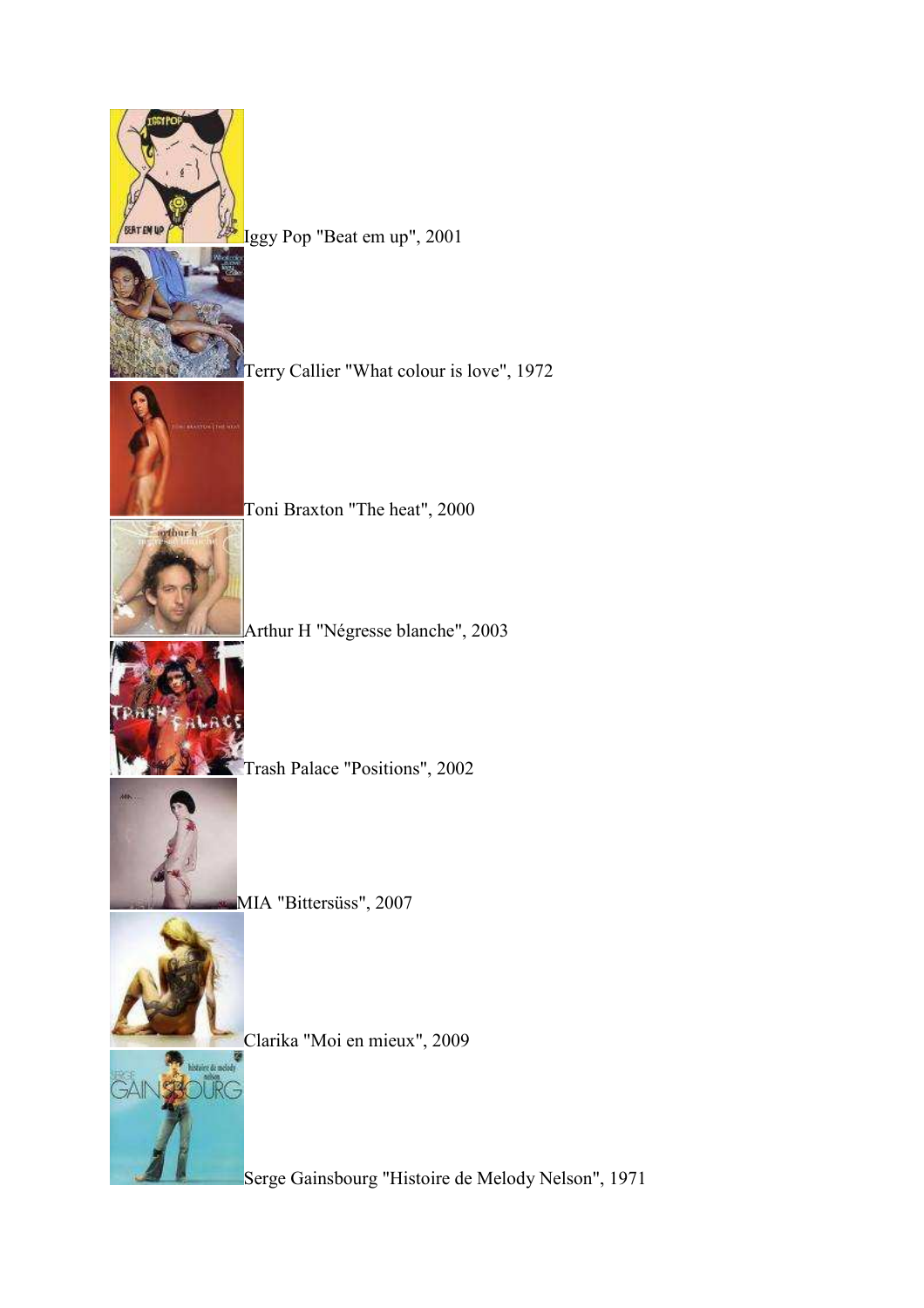Iggy Pop "Beat em up", 2001

Terry Callier "What colour is love", 1972

Toni Braxton "The heat", 2000

Arthur H "Négresse blanche", 2003

Trash Palace "Positions", 2002

MIA "Bittersüss", 2007

Clarika "Moi en mieux", 2009

Serge Gainsbourg "Histoire de Melody Nelson", 1971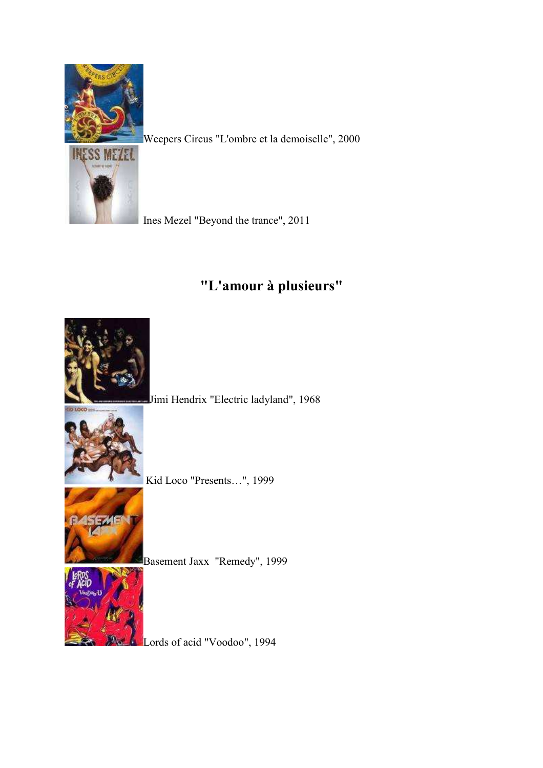Weepers Circus "L'ombre et la demoiselle", 2000

Ines Mezel "Beyond the trance", 2011

## "L'amour à plusieurs"

Jimi Hendrix "Electric ladyland", 1968

Kid Loco "Presents…", 1999

Basement Jaxx "Remedy", 1999

Lords of acid "Voodoo", 1994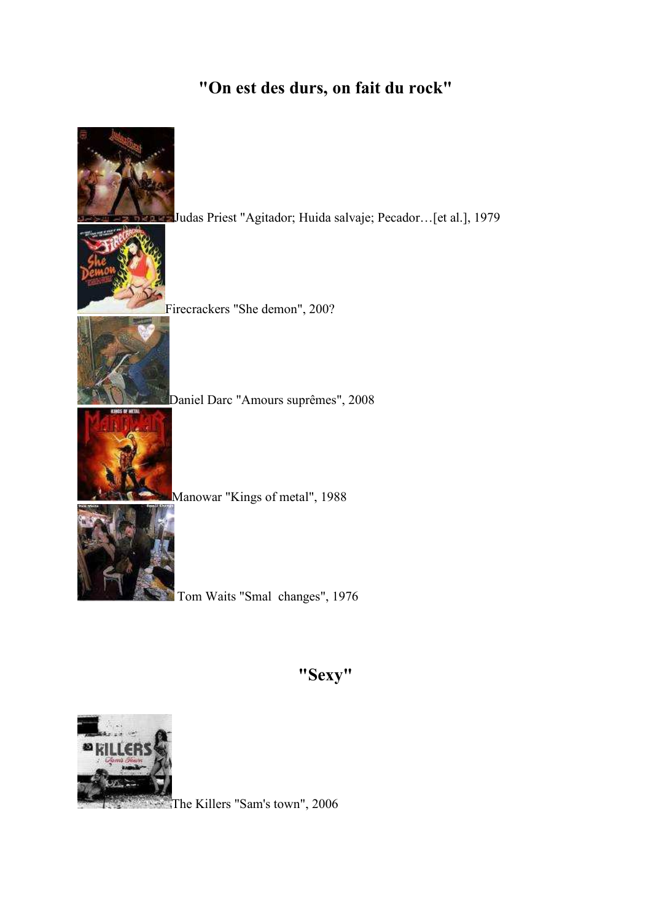## "On est des durs, on fait du rock"

Judas Priest "Agitador; Huida salvaje; Pecador…[et al.], 1979

Firecrackers "She demon", 200?

Daniel Darc "Amours suprêmes", 2008

Manowar "Kings of metal", 1988

Tom Waits "Smal  changes", 1976

## "Sexy"

The Killers "Sam's town", 2006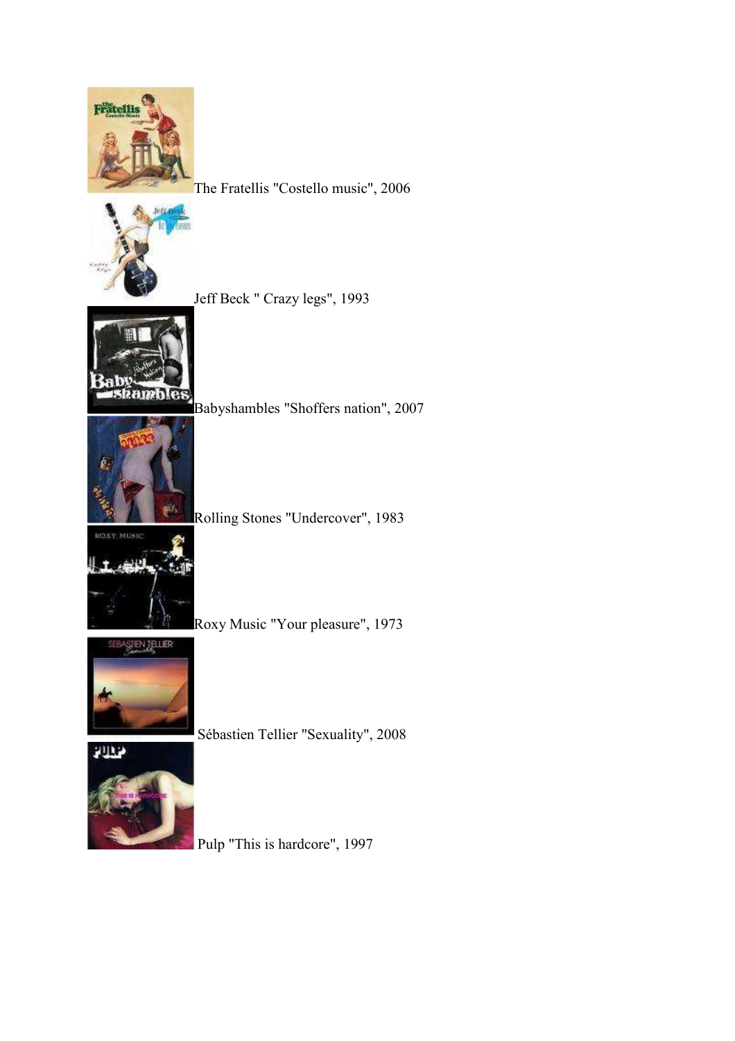The Fratellis "Costello music", 2006

Jeff Beck " Crazy legs", 1993

Babyshambles "Shoffers nation", 2007

Rolling Stones "Undercover", 1983

Roxy Music "Your pleasure", 1973

Sébastien Tellier "Sexuality", 2008

Pulp "This is hardcore", 1997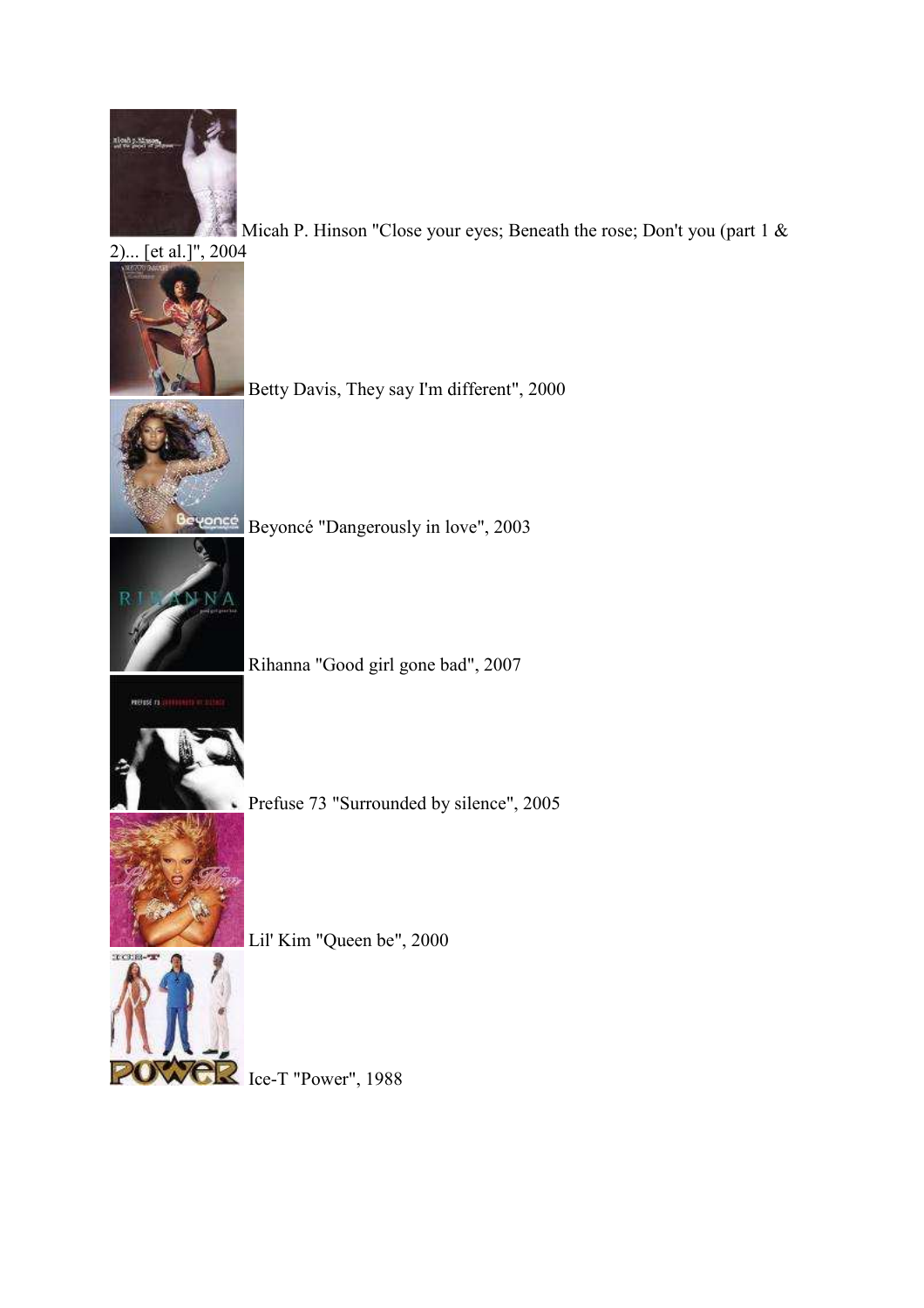Micah P. Hinson "Close your eyes; Beneath the rose; Don't you (part 1 & 2)... [et al.]", 2004

Betty Davis, They say I'm different", 2000

Beyoncé "Dangerously in love", 2003

Rihanna "Good girl gone bad", 2007

Prefuse 73 "Surrounded by silence", 2005

Lil' Kim "Queen be", 2000

Ice-T "Power", 1988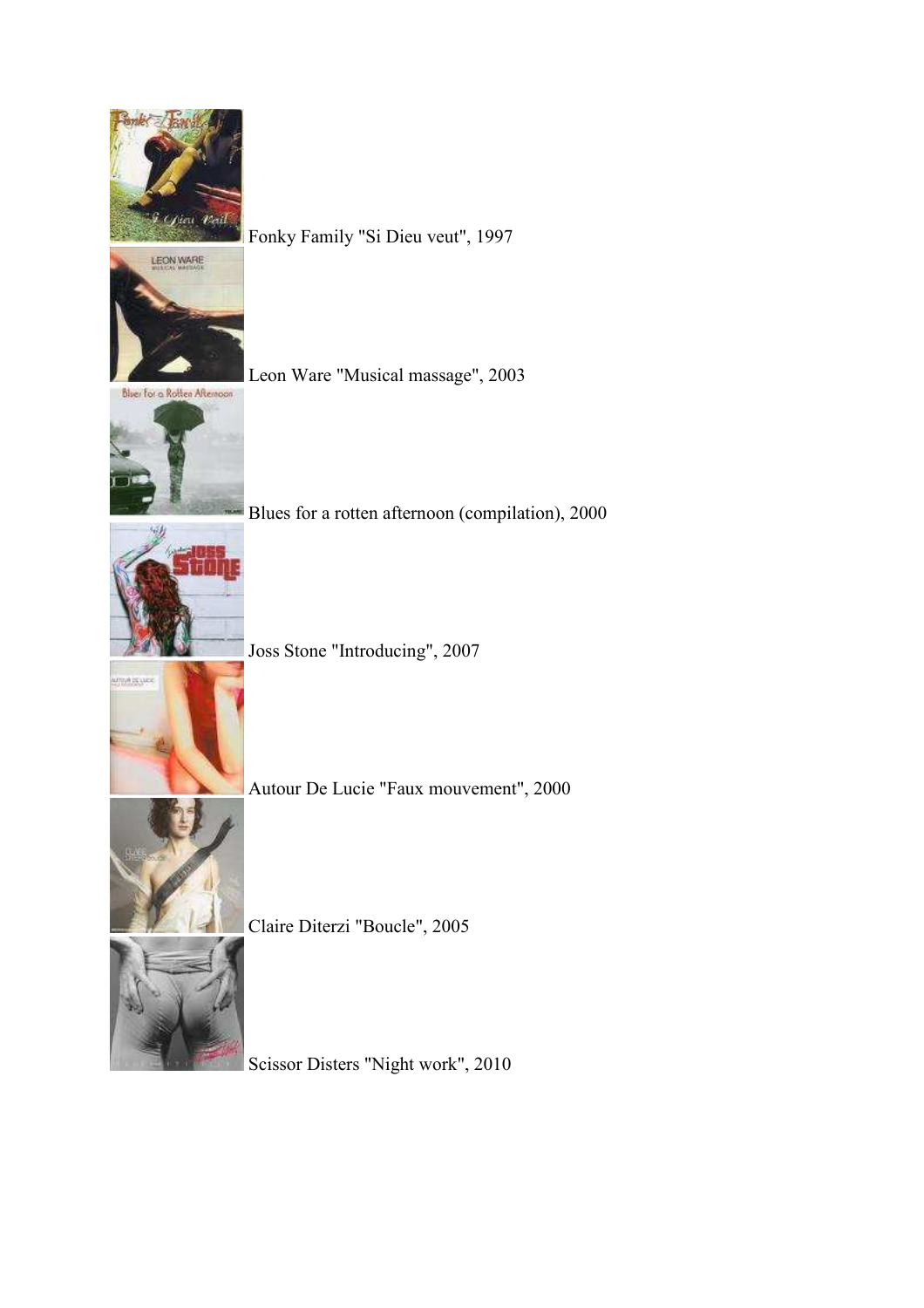Fonky Family "Si Dieu veut", 1997

Leon Ware "Musical massage", 2003

Blues for a rotten afternoon (compilation), 2000

Joss Stone "Introducing", 2007

Autour De Lucie "Faux mouvement", 2000

Claire Diterzi "Boucle", 2005

Scissor Disters "Night work", 2010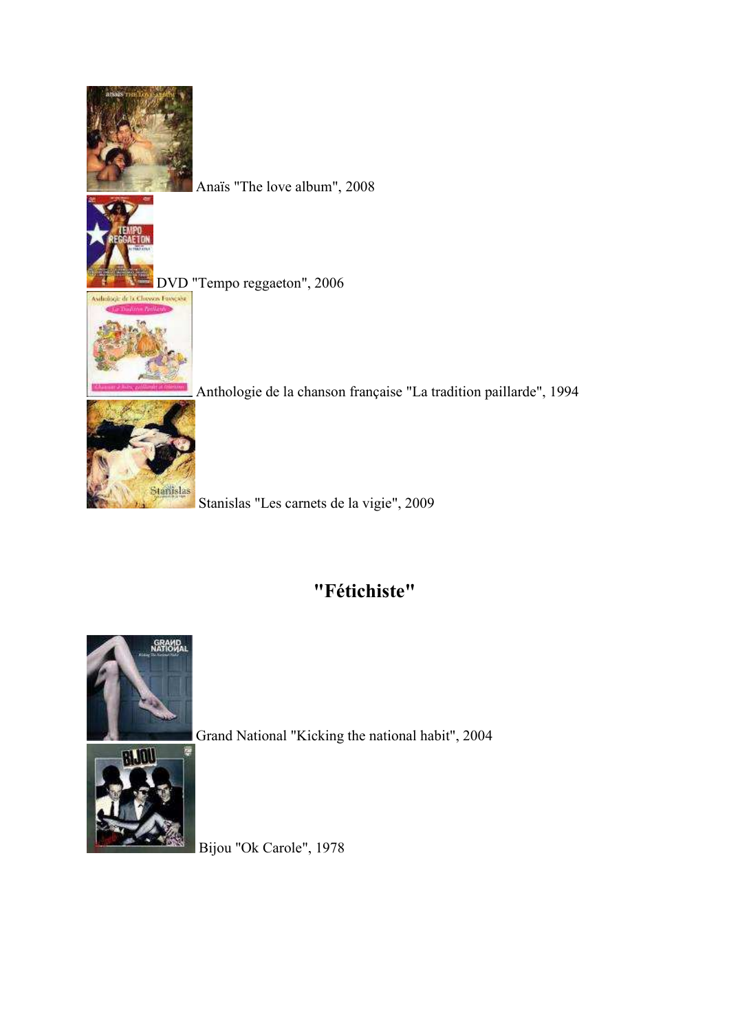Anaïs "The love album", 2008

DVD "Tempo reggaeton", 2006

Anthologie de la chanson française "La tradition paillarde", 1994

Stanislas "Les carnets de la vigie", 2009

## "Fétichiste"

Grand National "Kicking the national habit", 2004

Bijou "Ok Carole", 1978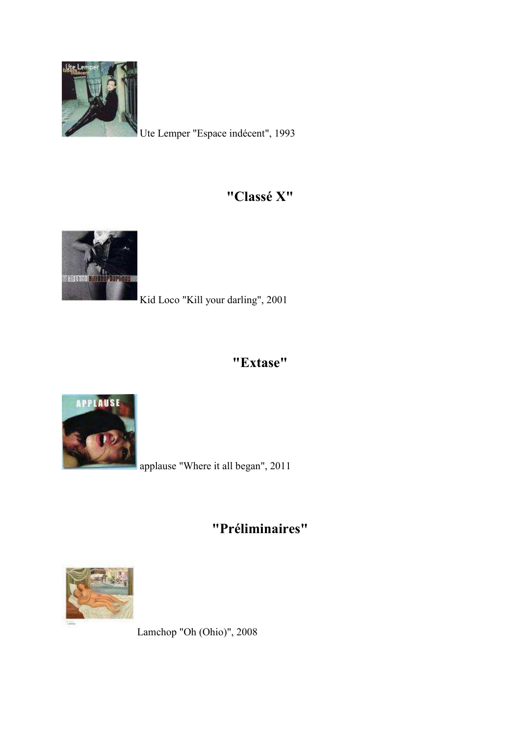Ute Lemper "Espace indécent", 1993

## "Classé X"

Kid Loco "Kill your darling", 2001

## "Extase"

applause "Where it all began", 2011

## "Préliminaires"

Lamchop "Oh (Ohio)", 2008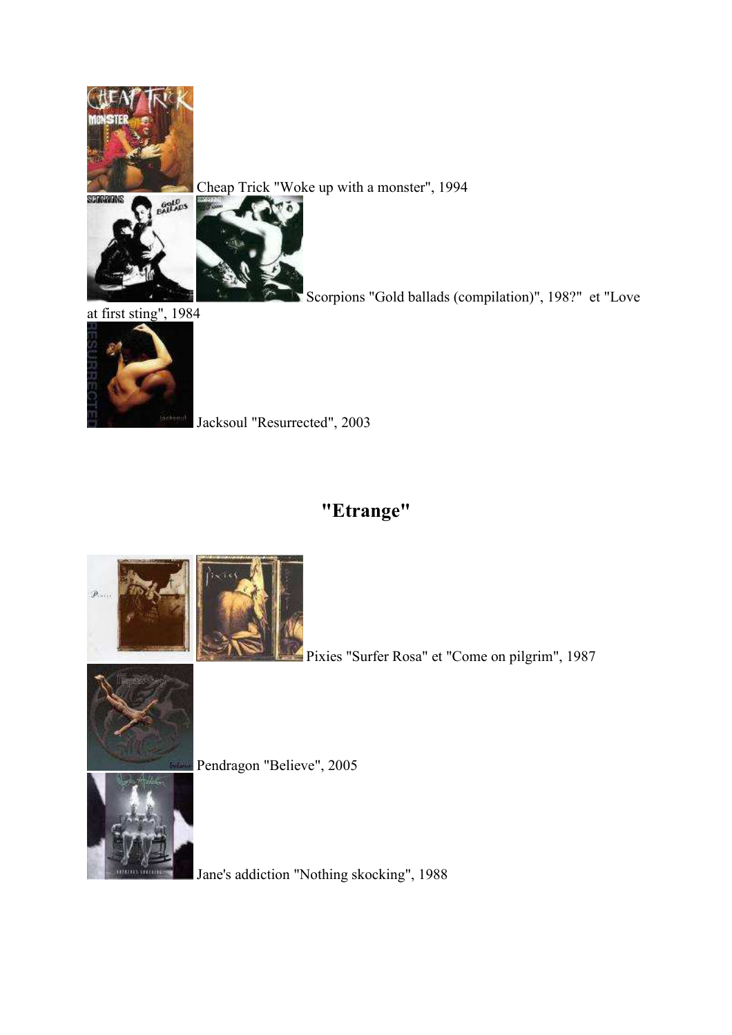Cheap Trick "Woke up with a monster", 1994

Scorpions "Gold ballads (compilation)", 198?"  et "Love at first sting", 1984

Jacksoul "Resurrected", 2003

## "Etrange"

Pixies "Surfer Rosa" et "Come on pilgrim", 1987

Pendragon "Believe", 2005

Jane's addiction "Nothing skocking", 1988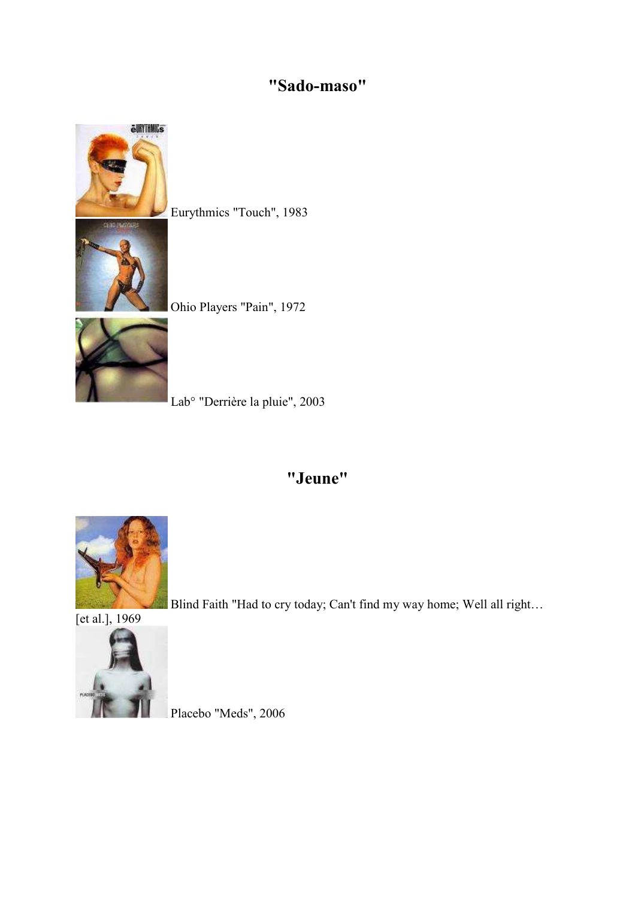## "Sado-maso"

Eurythmics "Touch", 1983

Ohio Players "Pain", 1972

Lab° "Derrière la pluie", 2003

## "Jeune"

Blind Faith "Had to cry today; Can't find my way home; Well all right… [et al.], 1969

Placebo "Meds", 2006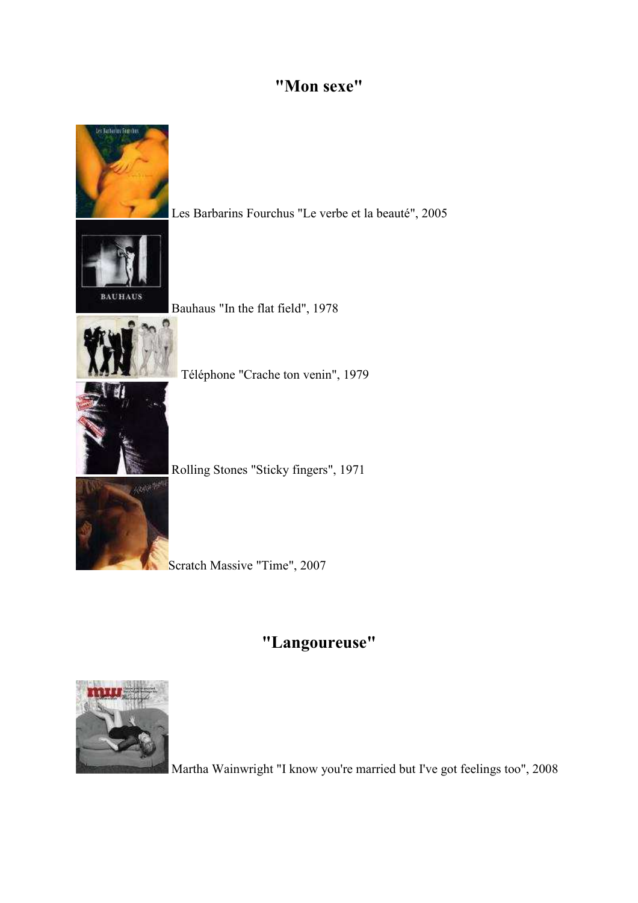## "Mon sexe"

Les Barbarins Fourchus "Le verbe et la beauté", 2005

Bauhaus "In the flat field", 1978

Téléphone "Crache ton venin", 1979

Rolling Stones "Sticky fingers", 1971

Scratch Massive "Time", 2007

## "Langoureuse"

Martha Wainwright "I know you're married but I've got feelings too", 2008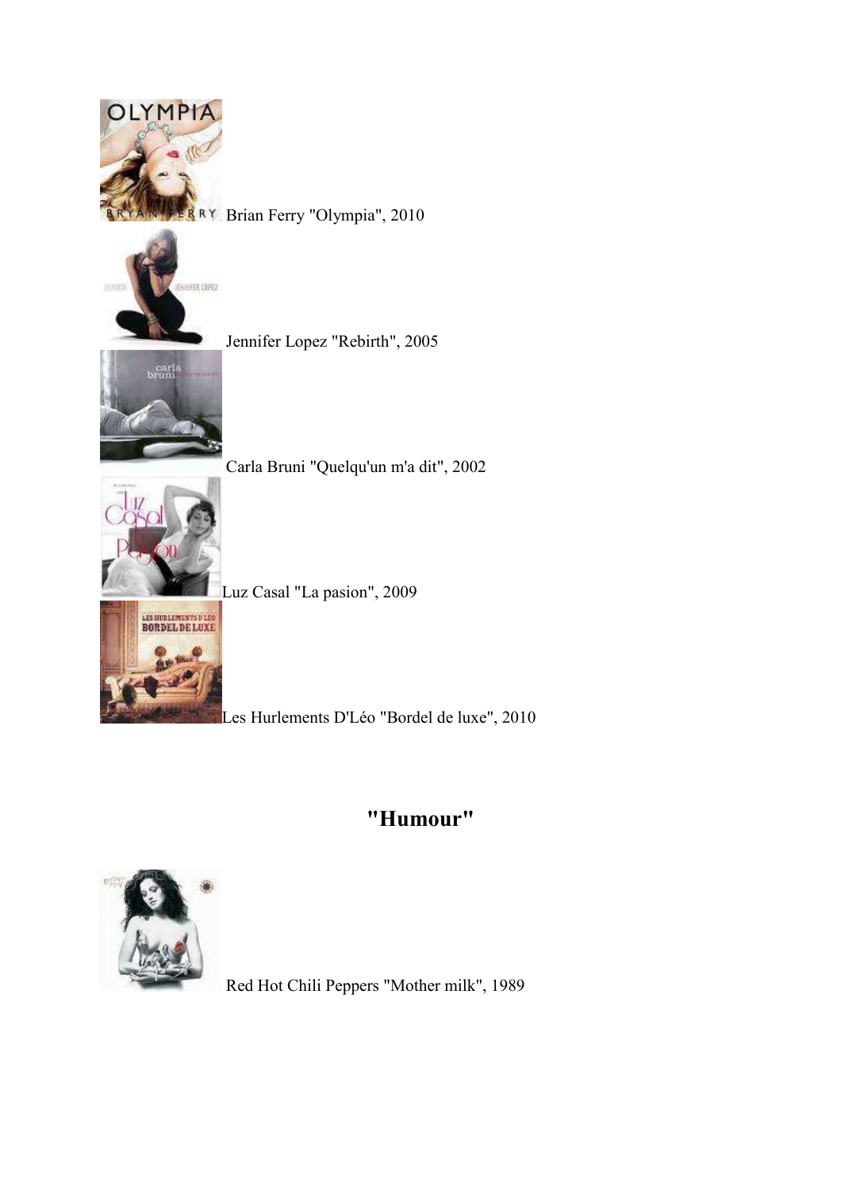Brian Ferry "Olympia", 2010

Jennifer Lopez "Rebirth", 2005

Carla Bruni "Quelqu'un m'a dit", 2002

Luz Casal "La pasion", 2009

Les Hurlements D'Léo "Bordel de luxe", 2010

## "Humour"

Red Hot Chili Peppers "Mother milk", 1989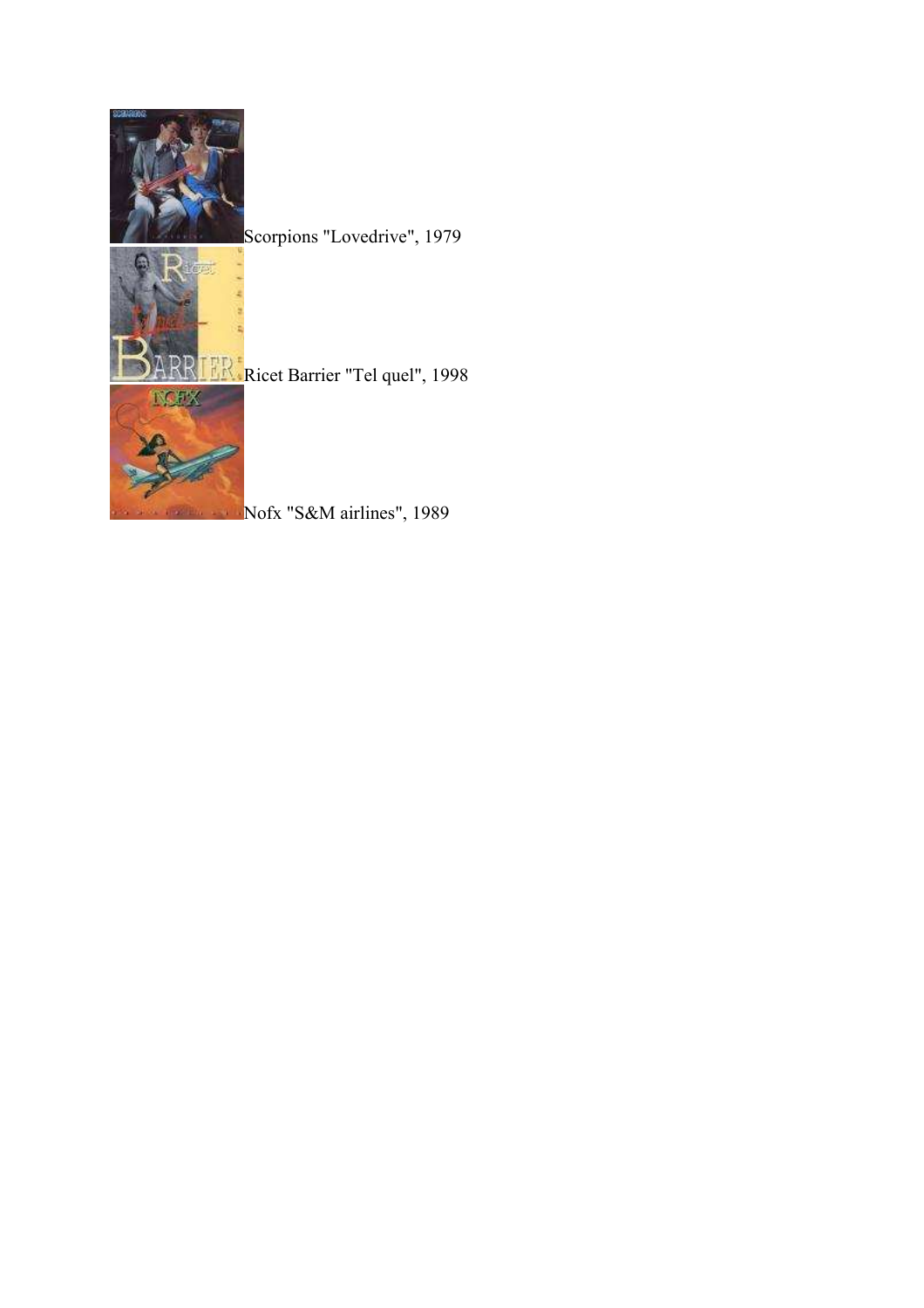Scorpions "Lovedrive", 1979

Ricet Barrier "Tel quel", 1998

Nofx "S&M airlines", 1989